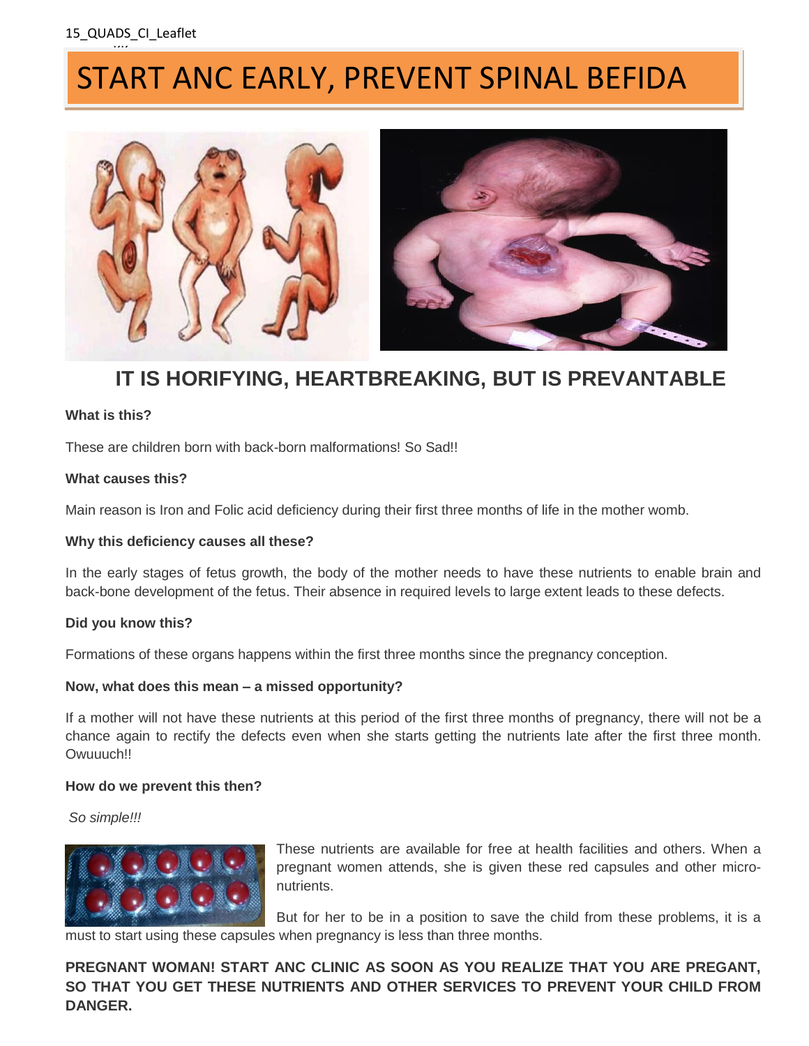# START ANC EARLY, PREVENT SPINAL BEFIDA

## IT IS HORIFYING, HEARTBREAKING, BUT IS PREVANTABLE

**What is this?**

These are children born with back-born malformations! So Sad!!

**What causes this?**

Main reason is Iron and Folic acid deficiency during their first three months of life in the mother womb.

**Why this deficiency causes all these?**

In the early stages of fetus growth, the body of the mother needs to have these nutrients to enable brain and back-bone development of the fetus. Their absence in required levels to large extent leads to these defects.

**Did you know this?**

Formations of these organs happens within the first three months since the pregnancy conception.

**Now, what does this mean – a missed opportunity?**

If a mother will not have these nutrients at this period of the first three months of pregnancy, there will not be a chance again to rectify the defects even when she starts getting the nutrients late after the first three month. Owuuuch!!

**How do we prevent this then?**

*So simple!!!*

These nutrients are available for free at health facilities and others. When a pregnant women attends, she is given these red capsules and other micro-nutrients.

But for her to be in a position to save the child from these problems, it is a must to start using these capsules when pregnancy is less than three months.

**PREGNANT WOMAN! START ANC CLINIC AS SOON AS YOU REALIZE THAT YOU ARE PREGANT, SO THAT YOU GET THESE NUTRIENTS AND OTHER SERVICES TO PREVENT YOUR CHILD FROM DANGER.**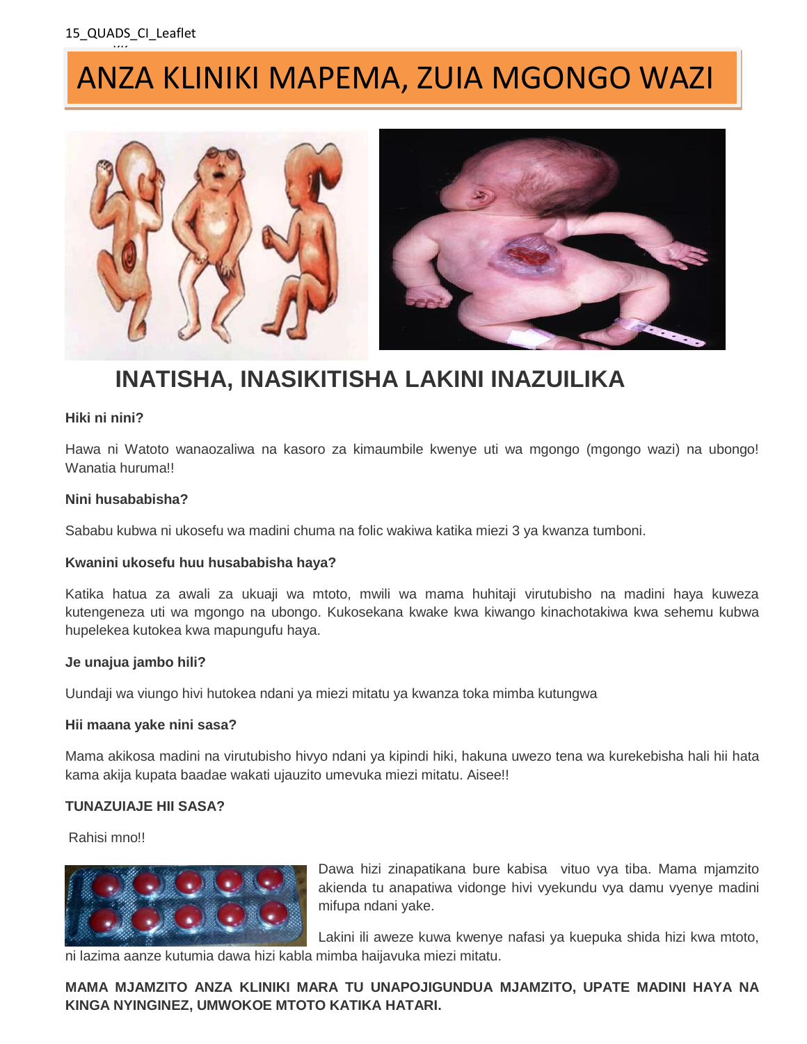# ANZA KLINIKI MAPEMA, ZUIA MGONGO WAZI

## INATISHA, INASIKITISHA LAKINI INAZUILIKA

**Hiki ni nini?**

Hawa ni Watoto wanaozaliwa na kasoro za kimaumbile kwenye uti wa mgongo (mgongo wazi) na ubongo! Wanatia huruma!!

**Nini husababisha?**

Sababu kubwa ni ukosefu wa madini chuma na folic wakiwa katika miezi 3 ya kwanza tumboni.

**Kwanini ukosefu huu husababisha haya?**

Katika hatua za awali za ukuaji wa mtoto, mwili wa mama huhitaji virutubisho na madini haya kuweza kutengeneza uti wa mgongo na ubongo. Kukosekana kwake kwa kiwango kinachotakiwa kwa sehemu kubwa hupelekea kutokea kwa mapungufu haya.

**Je unajua jambo hili?**

Uundaji wa viungo hivi hutokea ndani ya miezi mitatu ya kwanza toka mimba kutungwa

**Hii maana yake nini sasa?**

Mama akikosa madini na virutubisho hivyo ndani ya kipindi hiki, hakuna uwezo tena wa kurekebisha hali hii hata kama akija kupata baadae wakati ujauzito umevuka miezi mitatu. Aisee!!

**TUNAZUIAJE HII SASA?**

Rahisi mno!!

Dawa hizi zinapatikana bure kabisa vituo vya tiba. Mama mjamzito akienda tu anapatiwa vidonge hivi vyekundu vya damu vyenye madini mifupa ndani yake.

Lakini ili aweze kuwa kwenye nafasi ya kuepuka shida hizi kwa mtoto, ni lazima aanze kutumia dawa hizi kabla mimba haijavuka miezi mitatu.

**MAMA MJAMZITO ANZA KLINIKI MARA TU UNAPOJIGUNDUA MJAMZITO, UPATE MADINI HAYA NA KINGA NYINGINEZ, UMWOKOE MTOTO KATIKA HATARI.**